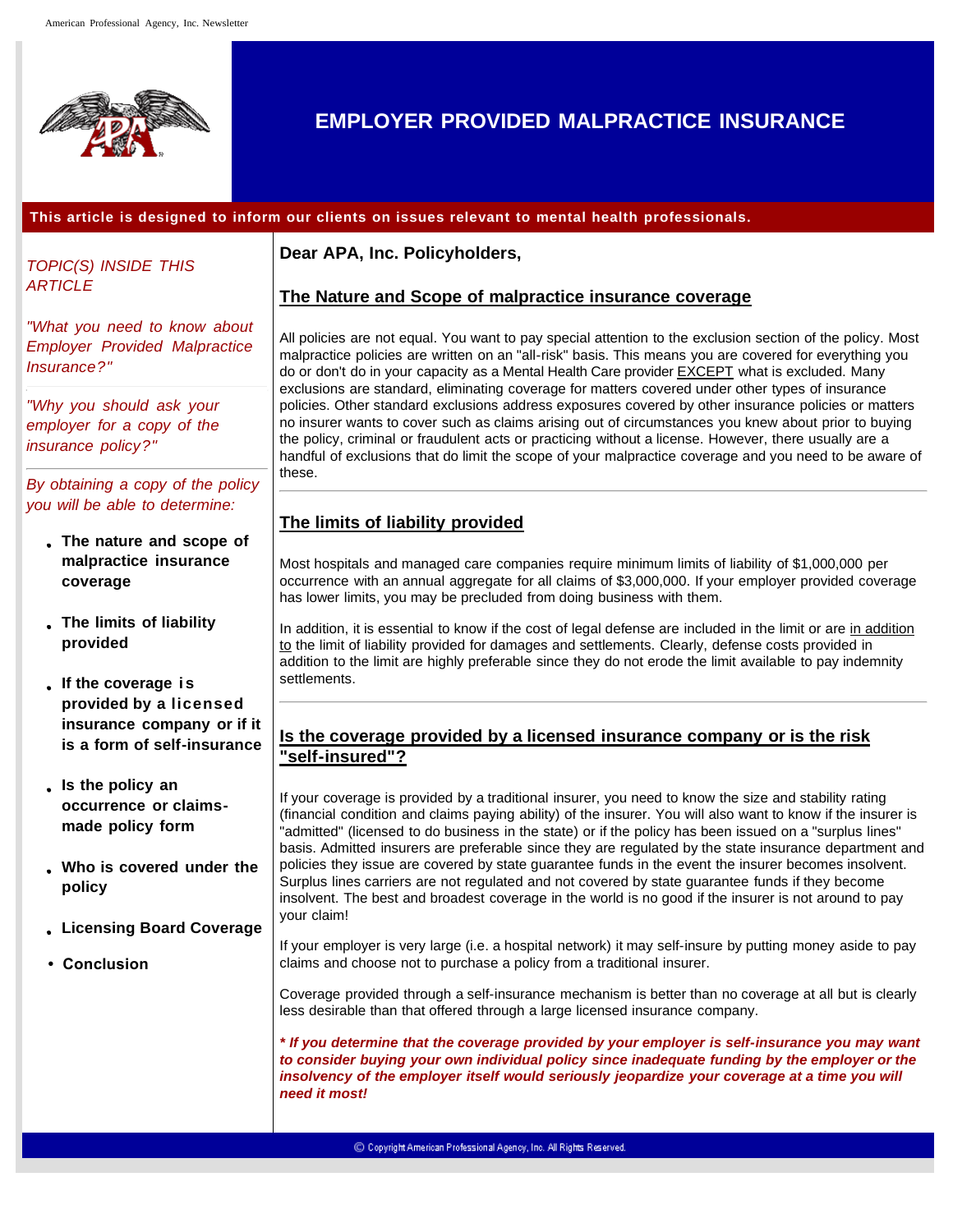# EMPLOYER PROVIDED MALPRACTICE INSURANCE

**This article is designed to inform our clients on issues relevant to mental health professionals.**

*TOPIC(S) INSIDE THIS ARTICLE*

*"What you need to know about Employer Provided Malpractice Insurance?"*

*"Why you should ask your employer for a copy of the insurance policy?"*

*By obtaining a copy of the policy you will be able to determine:*

- **The nature and scope of malpractice insurance coverage**
- **The limits of liability provided**
- **If the coverage is provided by a licensed insurance company or if it is a form of self-insurance**
- **Is the policy an occurrence or claims-made policy form**
- **Who is covered under the policy**
- **Licensing Board Coverage**
- **Conclusion**

**Dear APA, Inc. Policyholders,**

## The Nature and Scope of malpractice insurance coverage

All policies are not equal. You want to pay special attention to the exclusion section of the policy. Most malpractice policies are written on an "all-risk" basis. This means you are covered for everything you do or don't do in your capacity as a Mental Health Care provider EXCEPT what is excluded. Many exclusions are standard, eliminating coverage for matters covered under other types of insurance policies. Other standard exclusions address exposures covered by other insurance policies or matters no insurer wants to cover such as claims arising out of circumstances you knew about prior to buying the policy, criminal or fraudulent acts or practicing without a license. However, there usually are a handful of exclusions that do limit the scope of your malpractice coverage and you need to be aware of these.

## The limits of liability provided

Most hospitals and managed care companies require minimum limits of liability of $1,000,000 per occurrence with an annual aggregate for all claims of $3,000,000. If your employer provided coverage has lower limits, you may be precluded from doing business with them.

In addition, it is essential to know if the cost of legal defense are included in the limit or are in addition to the limit of liability provided for damages and settlements. Clearly, defense costs provided in addition to the limit are highly preferable since they do not erode the limit available to pay indemnity settlements.

## Is the coverage provided by a licensed insurance company or is the risk "self-insured"?

If your coverage is provided by a traditional insurer, you need to know the size and stability rating (financial condition and claims paying ability) of the insurer. You will also want to know if the insurer is "admitted" (licensed to do business in the state) or if the policy has been issued on a "surplus lines" basis. Admitted insurers are preferable since they are regulated by the state insurance department and policies they issue are covered by state guarantee funds in the event the insurer becomes insolvent. Surplus lines carriers are not regulated and not covered by state guarantee funds if they become insolvent. The best and broadest coverage in the world is no good if the insurer is not around to pay your claim!

If your employer is very large (i.e. a hospital network) it may self-insure by putting money aside to pay claims and choose not to purchase a policy from a traditional insurer.

Coverage provided through a self-insurance mechanism is better than no coverage at all but is clearly less desirable than that offered through a large licensed insurance company.

***\* If you determine that the coverage provided by your employer is self-insurance you may want to consider buying your own individual policy since inadequate funding by the employer or the insolvency of the employer itself would seriously jeopardize your coverage at a time you will need it most!***

© Copyright American Professional Agency, Inc. All Rights Reserved.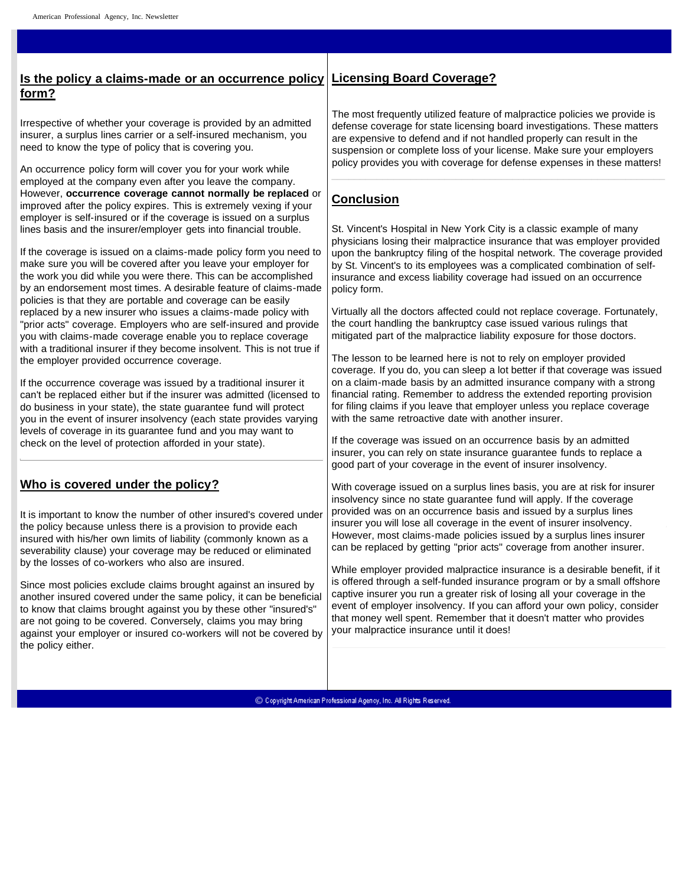## Is the policy a claims-made or an occurrence policy form?

Irrespective of whether your coverage is provided by an admitted insurer, a surplus lines carrier or a self-insured mechanism, you need to know the type of policy that is covering you.

An occurrence policy form will cover you for your work while employed at the company even after you leave the company. However, **occurrence coverage cannot normally be replaced** or improved after the policy expires. This is extremely vexing if your employer is self-insured or if the coverage is issued on a surplus lines basis and the insurer/employer gets into financial trouble.

If the coverage is issued on a claims-made policy form you need to make sure you will be covered after you leave your employer for the work you did while you were there. This can be accomplished by an endorsement most times. A desirable feature of claims-made policies is that they are portable and coverage can be easily replaced by a new insurer who issues a claims-made policy with "prior acts" coverage. Employers who are self-insured and provide you with claims-made coverage enable you to replace coverage with a traditional insurer if they become insolvent. This is not true if the employer provided occurrence coverage.

If the occurrence coverage was issued by a traditional insurer it can't be replaced either but if the insurer was admitted (licensed to do business in your state), the state guarantee fund will protect you in the event of insurer insolvency (each state provides varying levels of coverage in its guarantee fund and you may want to check on the level of protection afforded in your state).

## Who is covered under the policy?

It is important to know the number of other insured's covered under the policy because unless there is a provision to provide each insured with his/her own limits of liability (commonly known as a severability clause) your coverage may be reduced or eliminated by the losses of co-workers who also are insured.

Since most policies exclude claims brought against an insured by another insured covered under the same policy, it can be beneficial to know that claims brought against you by these other "insured's" are not going to be covered. Conversely, claims you may bring against your employer or insured co-workers will not be covered by the policy either.

## Licensing Board Coverage?

The most frequently utilized feature of malpractice policies we provide is defense coverage for state licensing board investigations. These matters are expensive to defend and if not handled properly can result in the suspension or complete loss of your license. Make sure your employers policy provides you with coverage for defense expenses in these matters!

## Conclusion

St. Vincent's Hospital in New York City is a classic example of many physicians losing their malpractice insurance that was employer provided upon the bankruptcy filing of the hospital network. The coverage provided by St. Vincent's to its employees was a complicated combination of self-insurance and excess liability coverage had issued on an occurrence policy form.

Virtually all the doctors affected could not replace coverage. Fortunately, the court handling the bankruptcy case issued various rulings that mitigated part of the malpractice liability exposure for those doctors.

The lesson to be learned here is not to rely on employer provided coverage. If you do, you can sleep a lot better if that coverage was issued on a claim-made basis by an admitted insurance company with a strong financial rating. Remember to address the extended reporting provision for filing claims if you leave that employer unless you replace coverage with the same retroactive date with another insurer.

If the coverage was issued on an occurrence basis by an admitted insurer, you can rely on state insurance guarantee funds to replace a good part of your coverage in the event of insurer insolvency.

With coverage issued on a surplus lines basis, you are at risk for insurer insolvency since no state guarantee fund will apply. If the coverage provided was on an occurrence basis and issued by a surplus lines insurer you will lose all coverage in the event of insurer insolvency. However, most claims-made policies issued by a surplus lines insurer can be replaced by getting "prior acts" coverage from another insurer.

While employer provided malpractice insurance is a desirable benefit, if it is offered through a self-funded insurance program or by a small offshore captive insurer you run a greater risk of losing all your coverage in the event of employer insolvency. If you can afford your own policy, consider that money well spent. Remember that it doesn't matter who provides your malpractice insurance until it does!